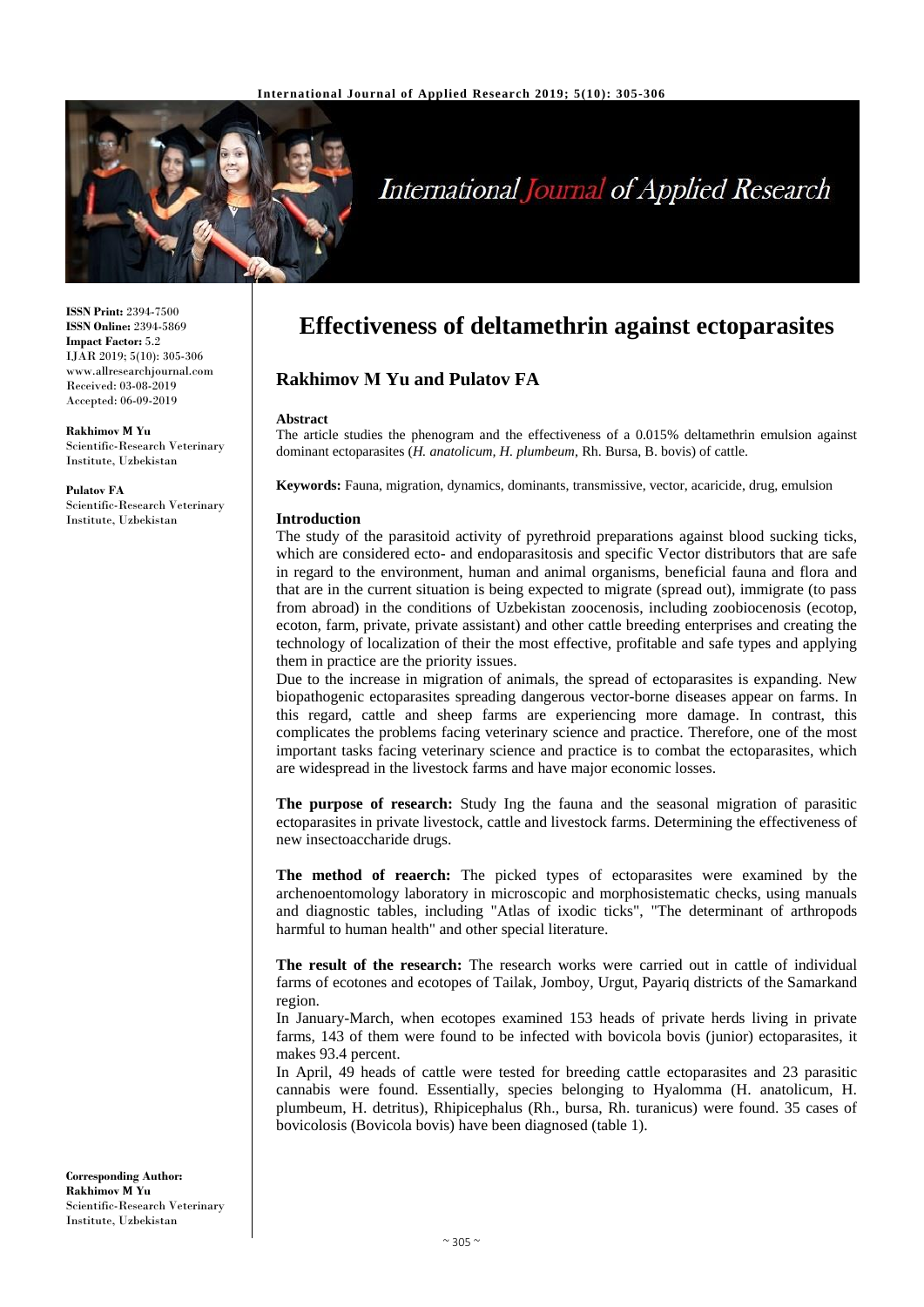**ISSN Print:** 2394-7500
**ISSN Online:** 2394-5869
**Impact Factor:** 5.2
IJAR 2019; 5(10): 305-306
www.allresearchjournal.com
Received: 03-08-2019
Accepted: 06-09-2019

**Rakhimov M Yu**
Scientific-Research Veterinary Institute, Uzbekistan

**Pulatov FA**
Scientific-Research Veterinary Institute, Uzbekistan

**Corresponding Author:**
**Rakhimov M Yu**
Scientific-Research Veterinary Institute, Uzbekistan

# Effectiveness of deltamethrin against ectoparasites

## Rakhimov M Yu and Pulatov FA

### Abstract

The article studies the phenogram and the effectiveness of a 0.015% deltamethrin emulsion against dominant ectoparasites (*H. anatolicum, H. plumbeum*, Rh. Bursa, B. bovis) of cattle.

**Keywords:** Fauna, migration, dynamics, dominants, transmissive, vector, acaricide, drug, emulsion

### Introduction

The study of the parasitoid activity of pyrethroid preparations against blood sucking ticks, which are considered ecto- and endoparasitosis and specific Vector distributors that are safe in regard to the environment, human and animal organisms, beneficial fauna and flora and that are in the current situation is being expected to migrate (spread out), immigrate (to pass from abroad) in the conditions of Uzbekistan zoocenosis, including zoobiocenosis (ecotop, ecoton, farm, private, private assistant) and other cattle breeding enterprises and creating the technology of localization of their the most effective, profitable and safe types and applying them in practice are the priority issues.

Due to the increase in migration of animals, the spread of ectoparasites is expanding. New biopathogenic ectoparasites spreading dangerous vector-borne diseases appear on farms. In this regard, cattle and sheep farms are experiencing more damage. In contrast, this complicates the problems facing veterinary science and practice. Therefore, one of the most important tasks facing veterinary science and practice is to combat the ectoparasites, which are widespread in the livestock farms and have major economic losses.

**The purpose of research:** Study Ing the fauna and the seasonal migration of parasitic ectoparasites in private livestock, cattle and livestock farms. Determining the effectiveness of new insectoaccharide drugs.

**The method of reaerch:** The picked types of ectoparasites were examined by the archenoentomology laboratory in microscopic and morphosistematic checks, using manuals and diagnostic tables, including "Atlas of ixodic ticks", "The determinant of arthropods harmful to human health" and other special literature.

**The result of the research:** The research works were carried out in cattle of individual farms of ecotones and ecotopes of Tailak, Jomboy, Urgut, Payariq districts of the Samarkand region.

In January-March, when ecotopes examined 153 heads of private herds living in private farms, 143 of them were found to be infected with bovicola bovis (junior) ectoparasites, it makes 93.4 percent.

In April, 49 heads of cattle were tested for breeding cattle ectoparasites and 23 parasitic cannabis were found. Essentially, species belonging to Hyalomma (H. anatolicum, H. plumbeum, H. detritus), Rhipicephalus (Rh., bursa, Rh. turanicus) were found. 35 cases of bovicolosis (Bovicola bovis) have been diagnosed (table 1).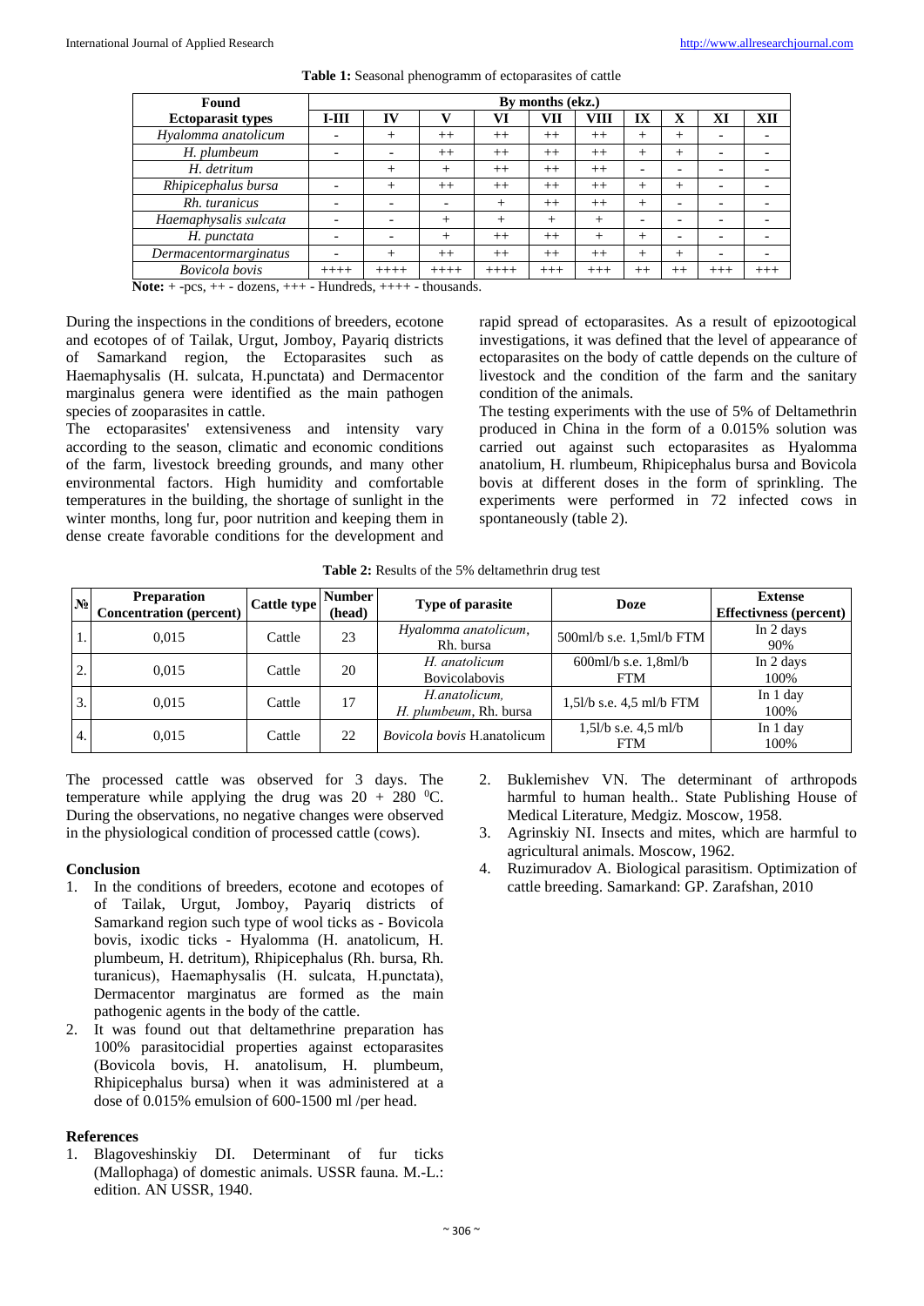**Table 1:** Seasonal phenogramm of ectoparasites of cattle

| Found Ectoparasit types | By months (ekz.) | | | | | | | | | |
|---|---|---|---|---|---|---|---|---|---|---|
| | I-III | IV | V | VI | VII | VIII | IX | X | XI | XII |
| *Hyalomma anatolicum* | - | + | ++ | ++ | ++ | ++ | + | + | - | - |
| *H. plumbeum* | - | - | ++ | ++ | ++ | ++ | + | + | - | - |
| *H. detritum* | | + | + | ++ | ++ | ++ | - | - | - | - |
| *Rhipicephalus bursa* | - | + | ++ | ++ | ++ | ++ | + | + | - | - |
| *Rh. turanicus* | - | - | - | + | ++ | ++ | + | - | - | - |
| *Haemaphysalis sulcata* | - | - | + | + | + | + | - | - | - | - |
| *H. punctata* | - | - | + | ++ | ++ | + | + | - | - | - |
| *Dermacentormarginatus* | - | + | ++ | ++ | ++ | ++ | + | + | - | - |
| *Bovicola bovis* | ++++ | ++++ | ++++ | ++++ | +++ | +++ | ++ | ++ | +++ | +++ |

**Note:** + -pcs, ++ - dozens, +++ - Hundreds, ++++ - thousands.

During the inspections in the conditions of breeders, ecotone and ecotopes of of Tailak, Urgut, Jomboy, Payariq districts of Samarkand region, the Ectoparasites such as Haemaphysalis (H. sulcata, H.punctata) and Dermacentor marginalus genera were identified as the main pathogen species of zooparasites in cattle.

The ectoparasites' extensiveness and intensity vary according to the season, climatic and economic conditions of the farm, livestock breeding grounds, and many other environmental factors. High humidity and comfortable temperatures in the building, the shortage of sunlight in the winter months, long fur, poor nutrition and keeping them in dense create favorable conditions for the development and rapid spread of ectoparasites. As a result of epizootogical investigations, it was defined that the level of appearance of ectoparasites on the body of cattle depends on the culture of livestock and the condition of the farm and the sanitary condition of the animals.

The testing experiments with the use of 5% of Deltamethrin produced in China in the form of a 0.015% solution was carried out against such ectoparasites as Hyalomma anatolium, H. rlumbeum, Rhipicephalus bursa and Bovicola bovis at different doses in the form of sprinkling. The experiments were performed in 72 infected cows in spontaneously (table 2).

**Table 2:** Results of the 5% deltamethrin drug test

| № | Preparation Concentration (percent) | Cattle type | Number (head) | Type of parasite | Doze | Extense Effectivness (percent) |
|---|---|---|---|---|---|---|
| 1. | 0,015 | Cattle | 23 | *Hyalomma anatolicum*, Rh. bursa | 500ml/b s.e. 1,5ml/b FTM | In 2 days 90% |
| 2. | 0,015 | Cattle | 20 | *H. anatolicum* Bovicolabovis | 600ml/b s.e. 1,8ml/b FTM | In 2 days 100% |
| 3. | 0,015 | Cattle | 17 | *H.anatolicum*, *H. plumbeum*, Rh. bursa | 1,5l/b s.e. 4,5 ml/b FTM | In 1 day 100% |
| 4. | 0,015 | Cattle | 22 | *Bovicola bovis* H.anatolicum | 1,5l/b s.e. 4,5 ml/b FTM | In 1 day 100% |

The processed cattle was observed for 3 days. The temperature while applying the drug was 20 + 280 $^{0}$C. During the observations, no negative changes were observed in the physiological condition of processed cattle (cows).

## Conclusion

1. In the conditions of breeders, ecotone and ecotopes of of Tailak, Urgut, Jomboy, Payariq districts of Samarkand region such type of wool ticks as - Bovicola bovis, ixodic ticks - Hyalomma (H. anatolicum, H. plumbeum, H. detritum), Rhipicephalus (Rh. bursa, Rh. turanicus), Haemaphysalis (H. sulcata, H.punctata), Dermacentor marginatus are formed as the main pathogenic agents in the body of the cattle.
2. It was found out that deltamethrine preparation has 100% parasitocidial properties against ectoparasites (Bovicola bovis, H. anatolisum, H. plumbeum, Rhipicephalus bursa) when it was administered at a dose of 0.015% emulsion of 600-1500 ml /per head.

## References

1. Blagoveshinskiy DI. Determinant of fur ticks (Mallophaga) of domestic animals. USSR fauna. M.-L.: edition. AN USSR, 1940.
2. Buklemishev VN. The determinant of arthropods harmful to human health.. State Publishing House of Medical Literature, Medgiz. Moscow, 1958.
3. Agrinskiy NI. Insects and mites, which are harmful to agricultural animals. Moscow, 1962.
4. Ruzimuradov A. Biological parasitism. Optimization of cattle breeding. Samarkand: GP. Zarafshan, 2010